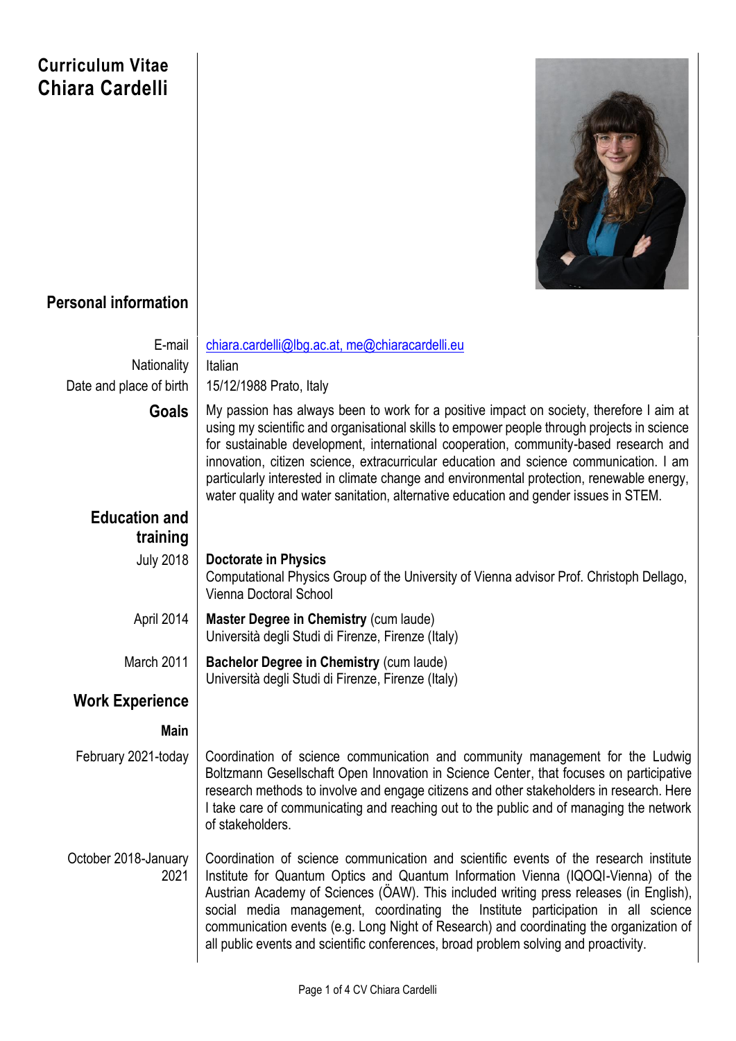# Curriculum Vitae
# Chiara Cardelli

## Personal information

**E-mail:** chiara.cardelli@lbg.ac.at, me@chiaracardelli.eu

**Nationality:** Italian

**Date and place of birth:** 15/12/1988 Prato, Italy

**Goals**

My passion has always been to work for a positive impact on society, therefore I aim at using my scientific and organisational skills to empower people through projects in science for sustainable development, international cooperation, community-based research and innovation, citizen science, extracurricular education and science communication. I am particularly interested in climate change and environmental protection, renewable energy, water quality and water sanitation, alternative education and gender issues in STEM.

## Education and training

**July 2018**
**Doctorate in Physics**
Computational Physics Group of the University of Vienna advisor Prof. Christoph Dellago, Vienna Doctoral School

**April 2014**
**Master Degree in Chemistry** (cum laude)
Università degli Studi di Firenze, Firenze (Italy)

**March 2011**
**Bachelor Degree in Chemistry** (cum laude)
Università degli Studi di Firenze, Firenze (Italy)

## Work Experience

### Main

**February 2021-today**
Coordination of science communication and community management for the Ludwig Boltzmann Gesellschaft Open Innovation in Science Center, that focuses on participative research methods to involve and engage citizens and other stakeholders in research. Here I take care of communicating and reaching out to the public and of managing the network of stakeholders.

**October 2018-January 2021**
Coordination of science communication and scientific events of the research institute Institute for Quantum Optics and Quantum Information Vienna (IQOQI-Vienna) of the Austrian Academy of Sciences (ÖAW). This included writing press releases (in English), social media management, coordinating the Institute participation in all science communication events (e.g. Long Night of Research) and coordinating the organization of all public events and scientific conferences, broad problem solving and proactivity.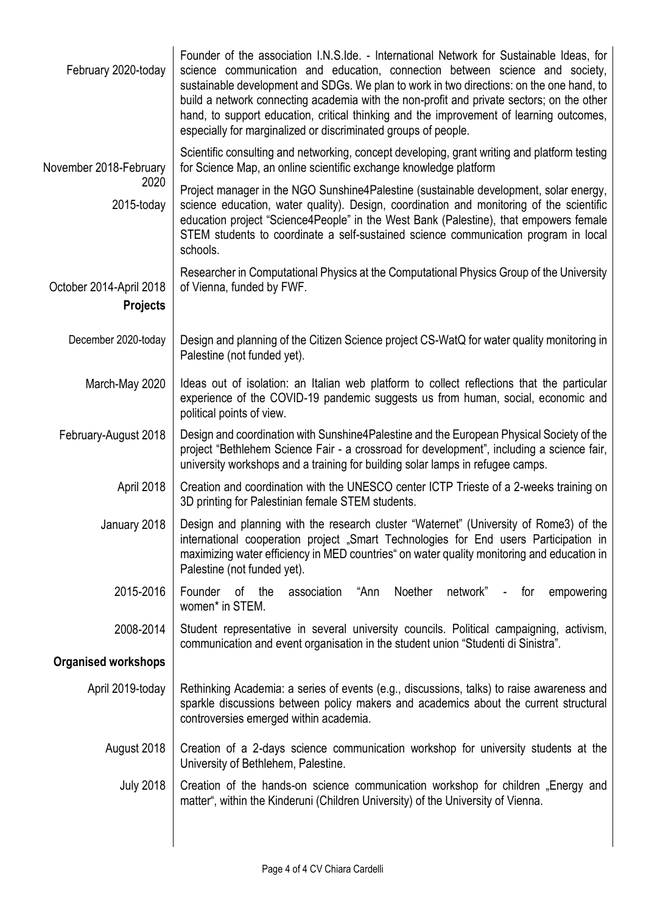| | |
|---|---|
| February 2020-today | Founder of the association I.N.S.Ide. - International Network for Sustainable Ideas, for science communication and education, connection between science and society, sustainable development and SDGs. We plan to work in two directions: on the one hand, to build a network connecting academia with the non-profit and private sectors; on the other hand, to support education, critical thinking and the improvement of learning outcomes, especially for marginalized or discriminated groups of people. |
| November 2018-February 2020 | Scientific consulting and networking, concept developing, grant writing and platform testing for Science Map, an online scientific exchange knowledge platform |
| 2015-today | Project manager in the NGO Sunshine4Palestine (sustainable development, solar energy, science education, water quality). Design, coordination and monitoring of the scientific education project "Science4People" in the West Bank (Palestine), that empowers female STEM students to coordinate a self-sustained science communication program in local schools. |
| October 2014-April 2018 | Researcher in Computational Physics at the Computational Physics Group of the University of Vienna, funded by FWF. |

**Projects**

| | |
|---|---|
| December 2020-today | Design and planning of the Citizen Science project CS-WatQ for water quality monitoring in Palestine (not funded yet). |
| March-May 2020 | Ideas out of isolation: an Italian web platform to collect reflections that the particular experience of the COVID-19 pandemic suggests us from human, social, economic and political points of view. |
| February-August 2018 | Design and coordination with Sunshine4Palestine and the European Physical Society of the project "Bethlehem Science Fair - a crossroad for development", including a science fair, university workshops and a training for building solar lamps in refugee camps. |
| April 2018 | Creation and coordination with the UNESCO center ICTP Trieste of a 2-weeks training on 3D printing for Palestinian female STEM students. |
| January 2018 | Design and planning with the research cluster "Waternet" (University of Rome3) of the international cooperation project „Smart Technologies for End users Participation in maximizing water efficiency in MED countries" on water quality monitoring and education in Palestine (not funded yet). |
| 2015-2016 | Founder of the association "Ann Noether network" - for empowering women* in STEM. |
| 2008-2014 | Student representative in several university councils. Political campaigning, activism, communication and event organisation in the student union "Studenti di Sinistra". |

**Organised workshops**

| | |
|---|---|
| April 2019-today | Rethinking Academia: a series of events (e.g., discussions, talks) to raise awareness and sparkle discussions between policy makers and academics about the current structural controversies emerged within academia. |
| August 2018 | Creation of a 2-days science communication workshop for university students at the University of Bethlehem, Palestine. |
| July 2018 | Creation of the hands-on science communication workshop for children „Energy and matter", within the Kinderuni (Children University) of the University of Vienna. |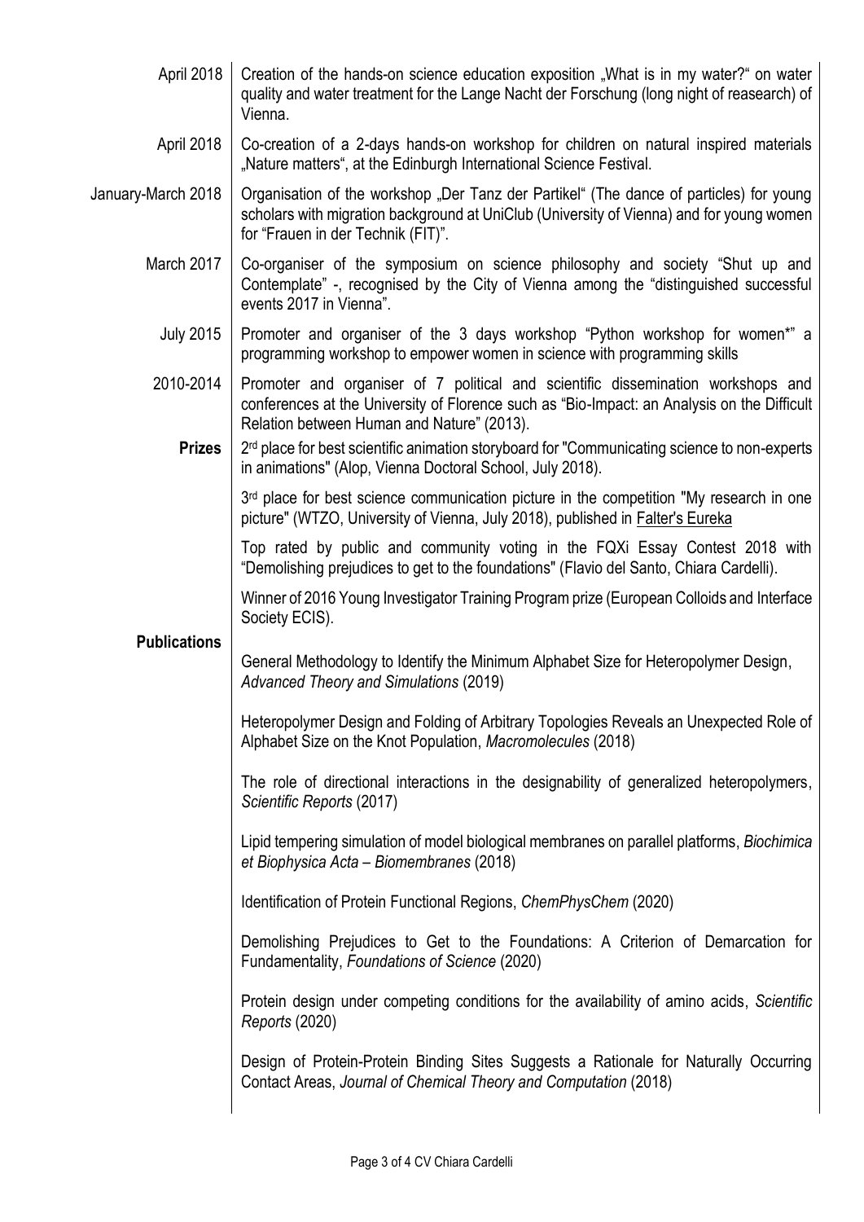| | |
|---|---|
| April 2018 | Creation of the hands-on science education exposition „What is in my water?“ on water quality and water treatment for the Lange Nacht der Forschung (long night of reasearch) of Vienna. |
| April 2018 | Co-creation of a 2-days hands-on workshop for children on natural inspired materials „Nature matters“, at the Edinburgh International Science Festival. |
| January-March 2018 | Organisation of the workshop „Der Tanz der Partikel“ (The dance of particles) for young scholars with migration background at UniClub (University of Vienna) and for young women for “Frauen in der Technik (FIT)”. |
| March 2017 | Co-organiser of the symposium on science philosophy and society “Shut up and Contemplate” -, recognised by the City of Vienna among the “distinguished successful events 2017 in Vienna”. |
| July 2015 | Promoter and organiser of the 3 days workshop “Python workshop for women*” a programming workshop to empower women in science with programming skills |
| 2010-2014 | Promoter and organiser of 7 political and scientific dissemination workshops and conferences at the University of Florence such as “Bio-Impact: an Analysis on the Difficult Relation between Human and Nature” (2013). |
| **Prizes** | 2rd place for best scientific animation storyboard for "Communicating science to non-experts in animations" (Alop, Vienna Doctoral School, July 2018). |
| | 3rd place for best science communication picture in the competition "My research in one picture" (WTZO, University of Vienna, July 2018), published in Falter's Eureka |
| | Top rated by public and community voting in the FQXi Essay Contest 2018 with “Demolishing prejudices to get to the foundations" (Flavio del Santo, Chiara Cardelli). |
| | Winner of 2016 Young Investigator Training Program prize (European Colloids and Interface Society ECIS). |
| **Publications** | General Methodology to Identify the Minimum Alphabet Size for Heteropolymer Design, *Advanced Theory and Simulations* (2019) |
| | Heteropolymer Design and Folding of Arbitrary Topologies Reveals an Unexpected Role of Alphabet Size on the Knot Population, *Macromolecules* (2018) |
| | The role of directional interactions in the designability of generalized heteropolymers, *Scientific Reports* (2017) |
| | Lipid tempering simulation of model biological membranes on parallel platforms, *Biochimica et Biophysica Acta – Biomembranes* (2018) |
| | Identification of Protein Functional Regions, *ChemPhysChem* (2020) |
| | Demolishing Prejudices to Get to the Foundations: A Criterion of Demarcation for Fundamentality, *Foundations of Science* (2020) |
| | Protein design under competing conditions for the availability of amino acids, *Scientific Reports* (2020) |
| | Design of Protein-Protein Binding Sites Suggests a Rationale for Naturally Occurring Contact Areas, *Journal of Chemical Theory and Computation* (2018) |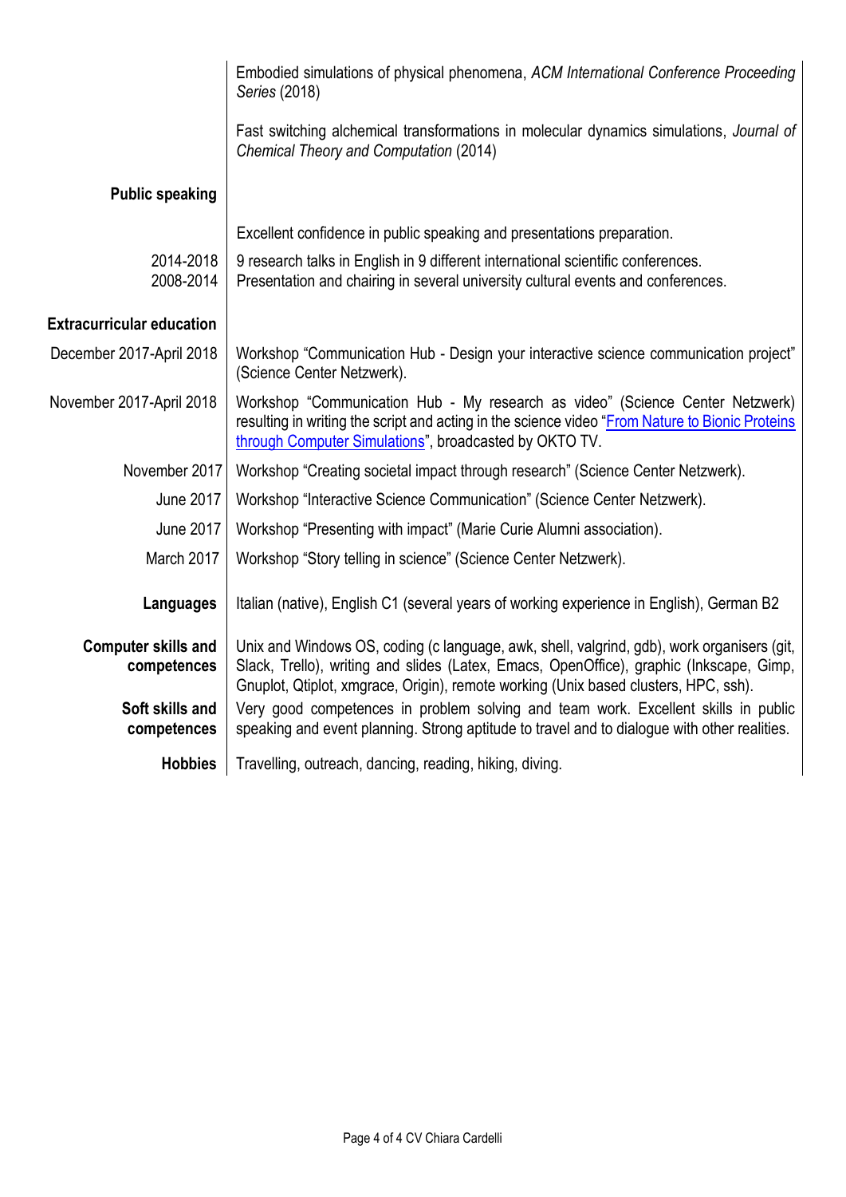Embodied simulations of physical phenomena, *ACM International Conference Proceeding Series* (2018)

Fast switching alchemical transformations in molecular dynamics simulations, *Journal of Chemical Theory and Computation* (2014)

## Public speaking

Excellent confidence in public speaking and presentations preparation.

| | |
|---|---|
| 2014-2018 | 9 research talks in English in 9 different international scientific conferences. |
| 2008-2014 | Presentation and chairing in several university cultural events and conferences. |

## Extracurricular education

| | |
|---|---|
| December 2017-April 2018 | Workshop "Communication Hub - Design your interactive science communication project" (Science Center Netzwerk). |
| November 2017-April 2018 | Workshop "Communication Hub - My research as video" (Science Center Netzwerk) resulting in writing the script and acting in the science video "From Nature to Bionic Proteins through Computer Simulations", broadcasted by OKTO TV. |
| November 2017 | Workshop "Creating societal impact through research" (Science Center Netzwerk). |
| June 2017 | Workshop "Interactive Science Communication" (Science Center Netzwerk). |
| June 2017 | Workshop "Presenting with impact" (Marie Curie Alumni association). |
| March 2017 | Workshop "Story telling in science" (Science Center Netzwerk). |

**Languages** Italian (native), English C1 (several years of working experience in English), German B2

**Computer skills and competences** Unix and Windows OS, coding (c language, awk, shell, valgrind, gdb), work organisers (git, Slack, Trello), writing and slides (Latex, Emacs, OpenOffice), graphic (Inkscape, Gimp, Gnuplot, Qtiplot, xmgrace, Origin), remote working (Unix based clusters, HPC, ssh).

**Soft skills and competences** Very good competences in problem solving and team work. Excellent skills in public speaking and event planning. Strong aptitude to travel and to dialogue with other realities.

**Hobbies** Travelling, outreach, dancing, reading, hiking, diving.